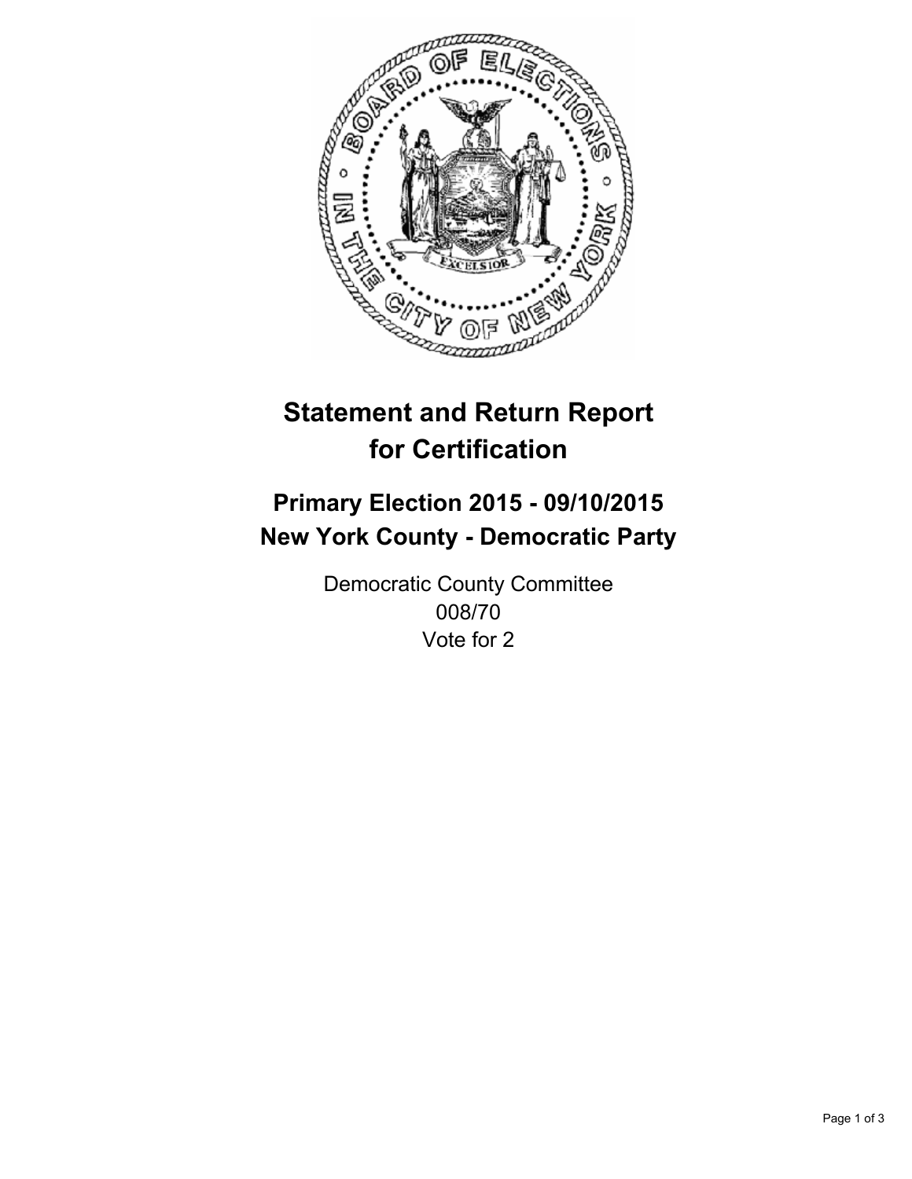# Statement and Return Report for Certification

## Primary Election 2015 - 09/10/2015
## New York County - Democratic Party

Democratic County Committee
008/70
Vote for 2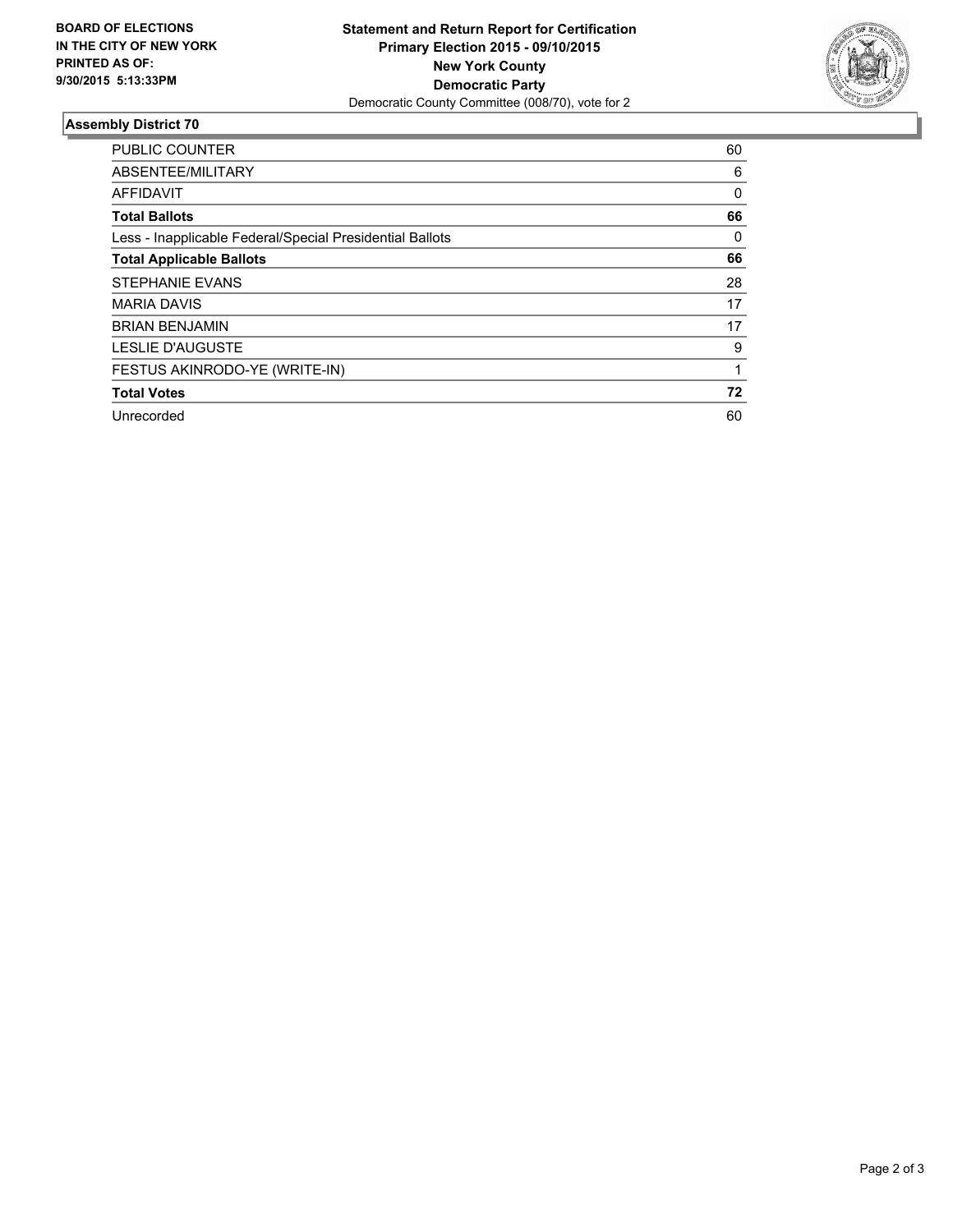**BOARD OF ELECTIONS IN THE CITY OF NEW YORK PRINTED AS OF: 9/30/2015 5:13:33PM**

**Statement and Return Report for Certification**
**Primary Election 2015 - 09/10/2015**
**New York County**
**Democratic Party**
Democratic County Committee (008/70), vote for 2

### Assembly District 70

| | |
|---|---|
| PUBLIC COUNTER | 60 |
| ABSENTEE/MILITARY | 6 |
| AFFIDAVIT | 0 |
| **Total Ballots** | **66** |
| Less - Inapplicable Federal/Special Presidential Ballots | 0 |
| **Total Applicable Ballots** | **66** |
| STEPHANIE EVANS | 28 |
| MARIA DAVIS | 17 |
| BRIAN BENJAMIN | 17 |
| LESLIE D'AUGUSTE | 9 |
| FESTUS AKINRODO-YE (WRITE-IN) | 1 |
| **Total Votes** | **72** |
| Unrecorded | 60 |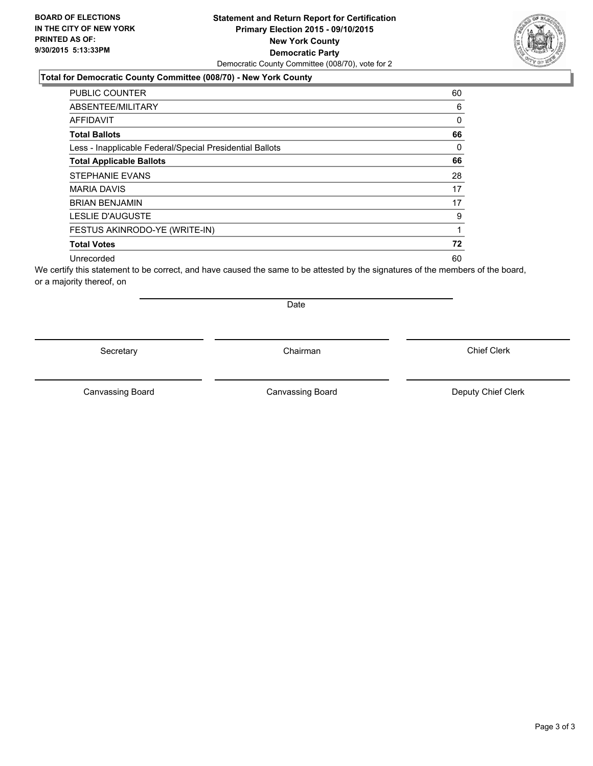**BOARD OF ELECTIONS IN THE CITY OF NEW YORK PRINTED AS OF: 9/30/2015 5:13:33PM**

**Statement and Return Report for Certification**
**Primary Election 2015 - 09/10/2015**
**New York County**
**Democratic Party**
Democratic County Committee (008/70), vote for 2

### Total for Democratic County Committee (008/70) - New York County

| | |
|---|---|
| PUBLIC COUNTER | 60 |
| ABSENTEE/MILITARY | 6 |
| AFFIDAVIT | 0 |
| **Total Ballots** | **66** |
| Less - Inapplicable Federal/Special Presidential Ballots | 0 |
| **Total Applicable Ballots** | **66** |
| STEPHANIE EVANS | 28 |
| MARIA DAVIS | 17 |
| BRIAN BENJAMIN | 17 |
| LESLIE D'AUGUSTE | 9 |
| FESTUS AKINRODO-YE (WRITE-IN) | 1 |
| **Total Votes** | **72** |
| Unrecorded | 60 |

We certify this statement to be correct, and have caused the same to be attested by the signatures of the members of the board, or a majority thereof, on

Date

Secretary

Chairman

Chief Clerk

Canvassing Board

Canvassing Board

Deputy Chief Clerk